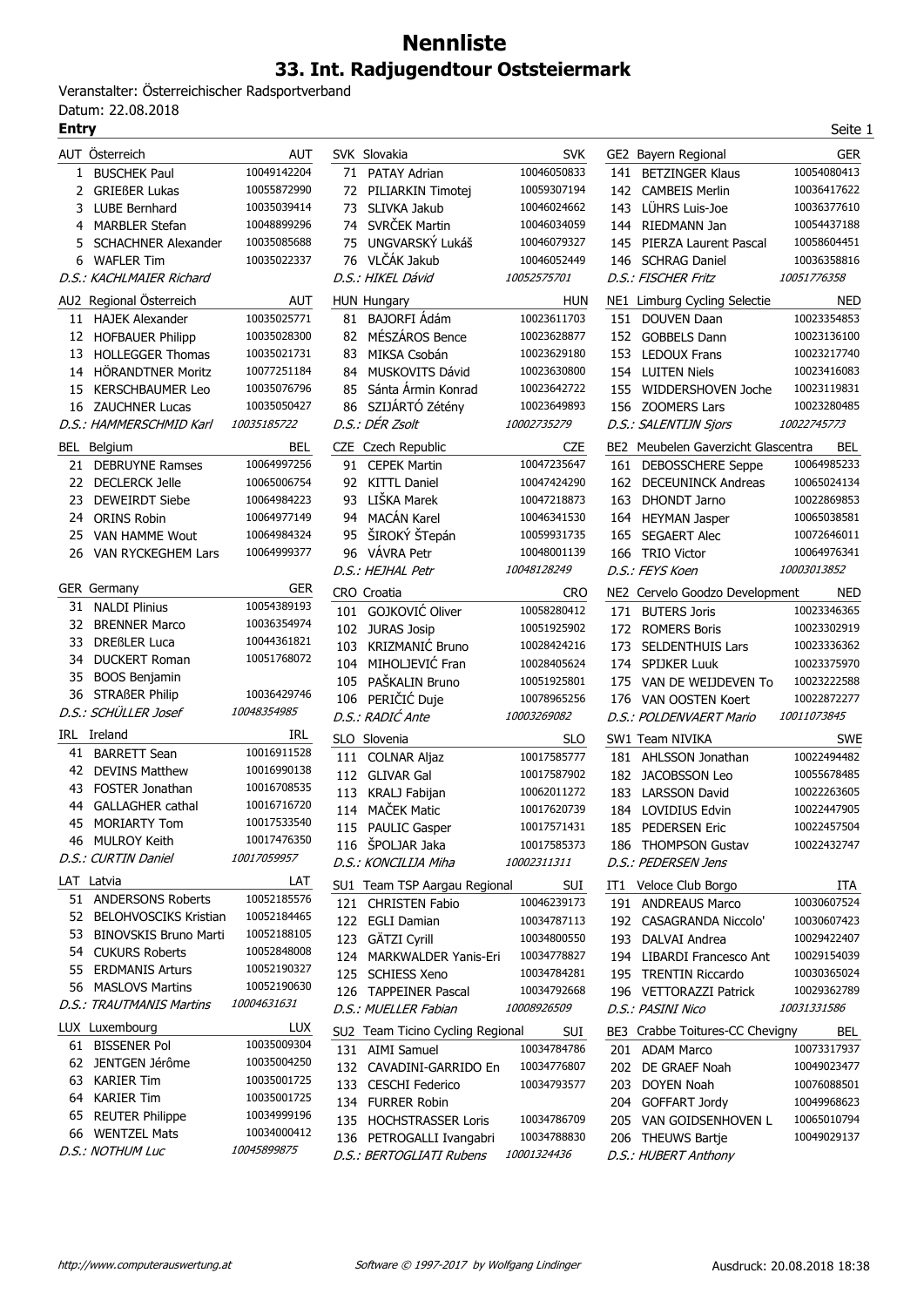# Nennliste

## 33. Int. Radjugendtour Oststeiermark

Veranstalter: Österreichischer Radsportverband
Datum: 22.08.2018

**Entry**

| AUT Österreich | | AUT |
|---|---|---|
| 1 | BUSCHEK Paul | 10049142204 |
| 2 | GRIEßER Lukas | 10055872990 |
| 3 | LUBE Bernhard | 10035039414 |
| 4 | MARBLER Stefan | 10048899296 |
| 5 | SCHACHNER Alexander | 10035085688 |
| 6 | WAFLER Tim | 10035022337 |
| | *D.S.: KACHLMAIER Richard* | |

| AU2 Regional Österreich | | AUT |
|---|---|---|
| 11 | HAJEK Alexander | 10035025771 |
| 12 | HOFBAUER Philipp | 10035028300 |
| 13 | HOLLEGGER Thomas | 10035021731 |
| 14 | HÖRANDTNER Moritz | 10077251184 |
| 15 | KERSCHBAUMER Leo | 10035076796 |
| 16 | ZAUCHNER Lucas | 10035050427 |
| | *D.S.: HAMMERSCHMID Karl* | *10035185722* |

| BEL Belgium | | BEL |
|---|---|---|
| 21 | DEBRUYNE Ramses | 10064997256 |
| 22 | DECLERCK Jelle | 10065006754 |
| 23 | DEWEIRDT Siebe | 10064984223 |
| 24 | ORINS Robin | 10064977149 |
| 25 | VAN HAMME Wout | 10064984324 |
| 26 | VAN RYCKEGHEM Lars | 10064999377 |

| GER Germany | | GER |
|---|---|---|
| 31 | NALDI Plinius | 10054389193 |
| 32 | BRENNER Marco | 10036354974 |
| 33 | DREßLER Luca | 10044361821 |
| 34 | DUCKERT Roman | 10051768072 |
| 35 | BOOS Benjamin | |
| 36 | STRAßER Philip | 10036429746 |
| | *D.S.: SCHÜLLER Josef* | *10048354985* |

| IRL Ireland | | IRL |
|---|---|---|
| 41 | BARRETT Sean | 10016911528 |
| 42 | DEVINS Matthew | 10016990138 |
| 43 | FOSTER Jonathan | 10016708535 |
| 44 | GALLAGHER cathal | 10016716720 |
| 45 | MORIARTY Tom | 10017533540 |
| 46 | MULROY Keith | 10017476350 |
| | *D.S.: CURTIN Daniel* | *10017059957* |

| LAT Latvia | | LAT |
|---|---|---|
| 51 | ANDERSONS Roberts | 10052185576 |
| 52 | BELOHVOSCIKS Kristian | 10052184465 |
| 53 | BINOVSKIS Bruno Marti | 10052188105 |
| 54 | CUKURS Roberts | 10052848008 |
| 55 | ERDMANIS Arturs | 10052190327 |
| 56 | MASLOVS Martins | 10052190630 |
| | *D.S.: TRAUTMANIS Martins* | *10004631631* |

| LUX Luxembourg | | LUX |
|---|---|---|
| 61 | BISSENER Pol | 10035009304 |
| 62 | JENTGEN Jérôme | 10035004250 |
| 63 | KARIER Tim | 10035001725 |
| 64 | KARIER Tim | 10035001725 |
| 65 | REUTER Philippe | 10034999196 |
| 66 | WENTZEL Mats | 10034000412 |
| | *D.S.: NOTHUM Luc* | *10045899875* |

| SVK Slovakia | | SVK |
|---|---|---|
| 71 | PATAY Adrian | 10046050833 |
| 72 | PILIARKIN Timotej | 10059307194 |
| 73 | SLIVKA Jakub | 10046024662 |
| 74 | SVRČEK Martin | 10046034059 |
| 75 | UNGVARSKÝ Lukáš | 10046079327 |
| 76 | VLČÁK Jakub | 10046052449 |
| | *D.S.: HIKEL Dávid* | *10052575701* |

| HUN Hungary | | HUN |
|---|---|---|
| 81 | BAJORFI Ádám | 10023611703 |
| 82 | MÉSZÁROS Bence | 10023628877 |
| 83 | MIKSA Csobán | 10023629180 |
| 84 | MUSKOVITS Dávid | 10023630800 |
| 85 | Sánta Ármin Konrad | 10023642722 |
| 86 | SZIJÁRTÓ Zétény | 10023649893 |
| | *D.S.: DÉR Zsolt* | *10002735279* |

| CZE Czech Republic | | CZE |
|---|---|---|
| 91 | CEPEK Martin | 10047235647 |
| 92 | KITTL Daniel | 10047424290 |
| 93 | LIŠKA Marek | 10047218873 |
| 94 | MACÁN Karel | 10046341530 |
| 95 | ŠIROKÝ ŠTepán | 10059931735 |
| 96 | VÁVRA Petr | 10048001139 |
| | *D.S.: HEJHAL Petr* | *10048128249* |

| CRO Croatia | | CRO |
|---|---|---|
| 101 | GOJKOVIĆ Oliver | 10058280412 |
| 102 | JURAS Josip | 10051925902 |
| 103 | KRIZMANIĆ Bruno | 10028424216 |
| 104 | MIHOLJEVIĆ Fran | 10028405624 |
| 105 | PAŠKALIN Bruno | 10051925801 |
| 106 | PERIČIĆ Duje | 10078965256 |
| | *D.S.: RADIĆ Ante* | *10003269082* |

| SLO Slovenia | | SLO |
|---|---|---|
| 111 | COLNAR Aljaz | 10017585777 |
| 112 | GLIVAR Gal | 10017587902 |
| 113 | KRALJ Fabijan | 10062011272 |
| 114 | MAČEK Matic | 10017620739 |
| 115 | PAULIC Gasper | 10017571431 |
| 116 | ŠPOLJAR Jaka | 10017585373 |
| | *D.S.: KONCILIJA Miha* | *10002311311* |

| SU1 Team TSP Aargau Regional | | SUI |
|---|---|---|
| 121 | CHRISTEN Fabio | 10046239173 |
| 122 | EGLI Damian | 10034787113 |
| 123 | GÄTZI Cyrill | 10034800550 |
| 124 | MARKWALDER Yanis-Eri | 10034778827 |
| 125 | SCHIESS Xeno | 10034784281 |
| 126 | TAPPEINER Pascal | 10034792668 |
| | *D.S.: MUELLER Fabian* | *10008926509* |

| SU2 Team Ticino Cycling Regional | | SUI |
|---|---|---|
| 131 | AIMI Samuel | 10034784786 |
| 132 | CAVADINI-GARRIDO En | 10034776807 |
| 133 | CESCHI Federico | 10034793577 |
| 134 | FURRER Robin | |
| 135 | HOCHSTRASSER Loris | 10034786709 |
| 136 | PETROGALLI Ivangabri | 10034788830 |
| | *D.S.: BERTOGLIATI Rubens* | *10001324436* |

| GE2 Bayern Regional | | GER |
|---|---|---|
| 141 | BETZINGER Klaus | 10054080413 |
| 142 | CAMBEIS Merlin | 10036417622 |
| 143 | LÜHRS Luis-Joe | 10036377610 |
| 144 | RIEDMANN Jan | 10054437188 |
| 145 | PIERZA Laurent Pascal | 10058604451 |
| 146 | SCHRAG Daniel | 10036358816 |
| | *D.S.: FISCHER Fritz* | *10051776358* |

| NE1 Limburg Cycling Selectie | | NED |
|---|---|---|
| 151 | DOUVEN Daan | 10023354853 |
| 152 | GOBBELS Dann | 10023136100 |
| 153 | LEDOUX Frans | 10023217740 |
| 154 | LUITEN Niels | 10023416083 |
| 155 | WIDDERSHOVEN Joche | 10023119831 |
| 156 | ZOOMERS Lars | 10023280485 |
| | *D.S.: SALENTIJN Sjors* | *10022745773* |

| BE2 Meubelen Gaverzicht Glascentra | | BEL |
|---|---|---|
| 161 | DEBOSSCHERE Seppe | 10064985233 |
| 162 | DECEUNINCK Andreas | 10065024134 |
| 163 | DHONDT Jarno | 10022869853 |
| 164 | HEYMAN Jasper | 10065038581 |
| 165 | SEGAERT Alec | 10072646011 |
| 166 | TRIO Victor | 10064976341 |
| | *D.S.: FEYS Koen* | *10003013852* |

| NE2 Cervelo Goodzo Development | | NED |
|---|---|---|
| 171 | BUTERS Joris | 10023346365 |
| 172 | ROMERS Boris | 10023302919 |
| 173 | SELDENTHUIS Lars | 10023336362 |
| 174 | SPIJKER Luuk | 10023375970 |
| 175 | VAN DE WEIJDEVEN To | 10023222588 |
| 176 | VAN OOSTEN Koert | 10022872277 |
| | *D.S.: POLDENVAERT Mario* | *10011073845* |

| SW1 Team NIVIKA | | SWE |
|---|---|---|
| 181 | AHLSSON Jonathan | 10022494482 |
| 182 | JACOBSSON Leo | 10055678485 |
| 183 | LARSSON David | 10022263605 |
| 184 | LOVIDIUS Edvin | 10022447905 |
| 185 | PEDERSEN Eric | 10022457504 |
| 186 | THOMPSON Gustav | 10022432747 |
| | *D.S.: PEDERSEN Jens* | |

| IT1 Veloce Club Borgo | | ITA |
|---|---|---|
| 191 | ANDREAUS Marco | 10030607524 |
| 192 | CASAGRANDA Niccolo' | 10030607423 |
| 193 | DALVAI Andrea | 10029422407 |
| 194 | LIBARDI Francesco Ant | 10029154039 |
| 195 | TRENTIN Riccardo | 10030365024 |
| 196 | VETTORAZZI Patrick | 10029362789 |
| | *D.S.: PASINI Nico* | *10031331586* |

| BE3 Crabbe Toitures-CC Chevigny | | BEL |
|---|---|---|
| 201 | ADAM Marco | 10073317937 |
| 202 | DE GRAEF Noah | 10049023477 |
| 203 | DOYEN Noah | 10076088501 |
| 204 | GOFFART Jordy | 10049968623 |
| 205 | VAN GOIDSENHOVEN L | 10065010794 |
| 206 | THEUWS Bartje | 10049029137 |
| | *D.S.: HUBERT Anthony* | |

*http://www.computerauswertung.at* — *Software © 1997-2017 by Wolfgang Lindinger* — Ausdruck: 20.08.2018 18:38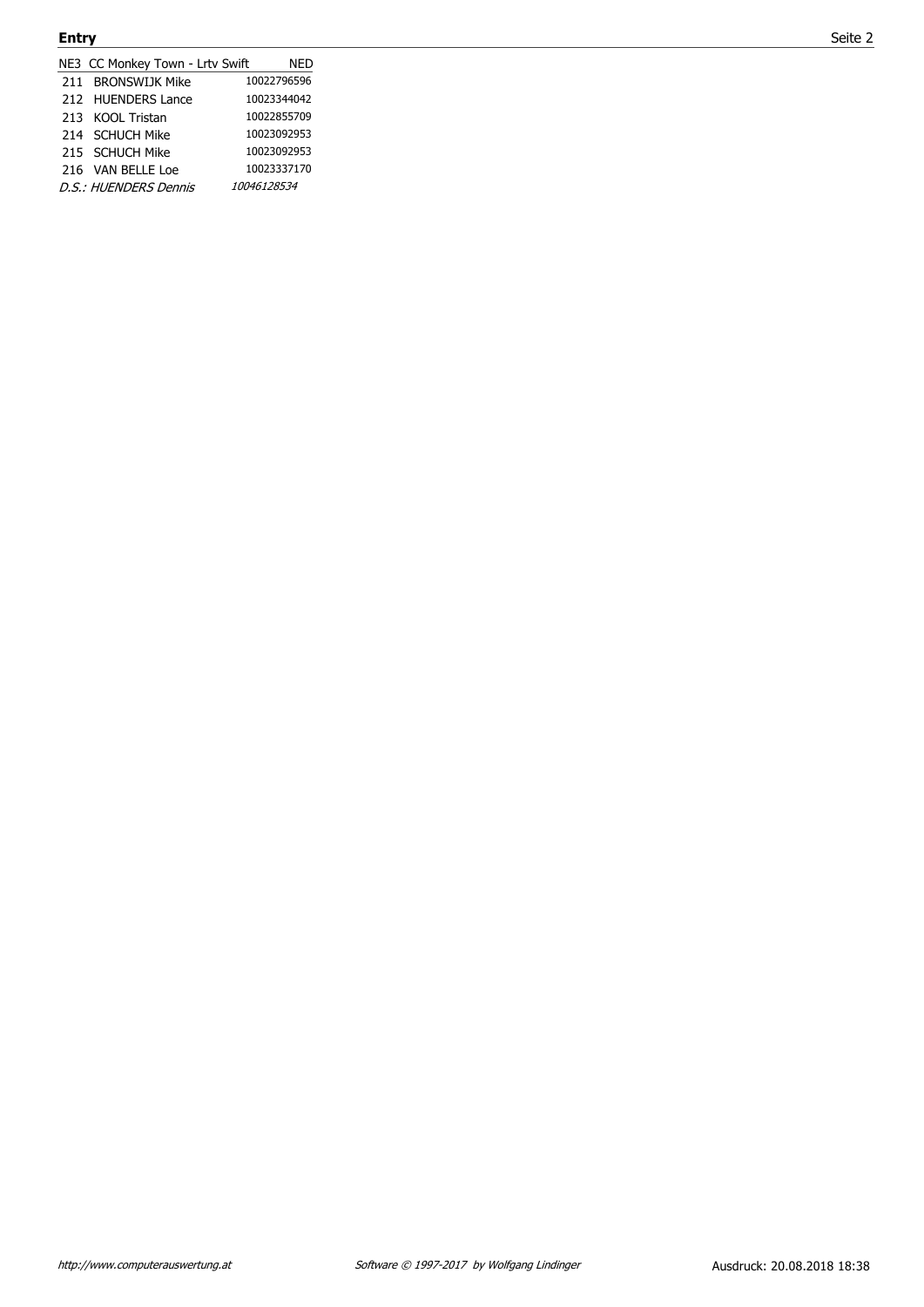## Entry

| NE3 | CC Monkey Town - Lrtv Swift | NED |
|---|---|---|
| 211 | BRONSWIJK Mike | 10022796596 |
| 212 | HUENDERS Lance | 10023344042 |
| 213 | KOOL Tristan | 10022855709 |
| 214 | SCHUCH Mike | 10023092953 |
| 215 | SCHUCH Mike | 10023092953 |
| 216 | VAN BELLE Loe | 10023337170 |

*D.S.: HUENDERS Dennis* *10046128534*

http://www.computerauswertung.at

Software © 1997-2017 by Wolfgang Lindinger

Ausdruck: 20.08.2018 18:38